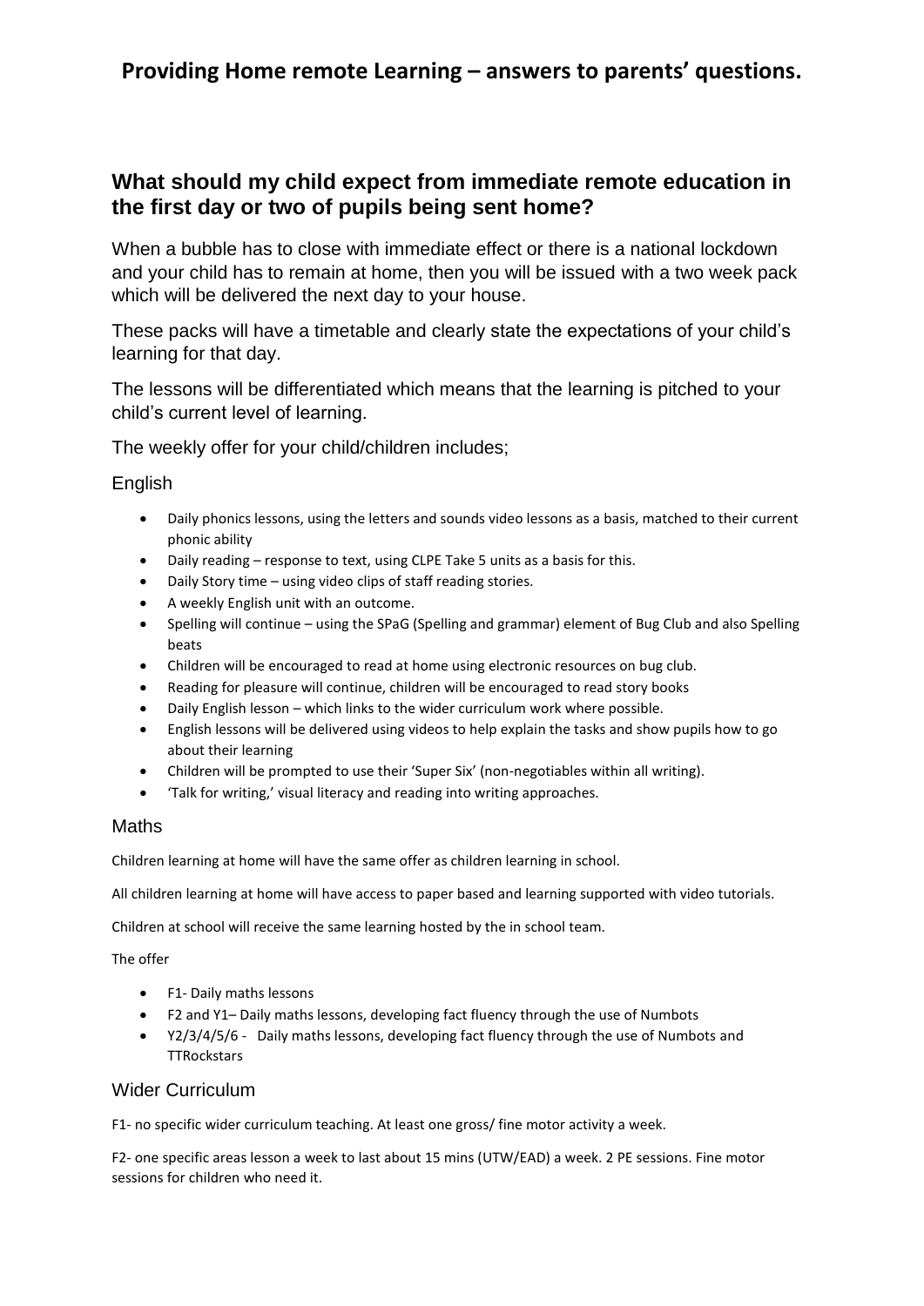# Providing Home remote Learning – answers to parents' questions.

## What should my child expect from immediate remote education in the first day or two of pupils being sent home?

When a bubble has to close with immediate effect or there is a national lockdown and your child has to remain at home, then you will be issued with a two week pack which will be delivered the next day to your house.

These packs will have a timetable and clearly state the expectations of your child's learning for that day.

The lessons will be differentiated which means that the learning is pitched to your child's current level of learning.

The weekly offer for your child/children includes;

### English

- Daily phonics lessons, using the letters and sounds video lessons as a basis, matched to their current phonic ability
- Daily reading – response to text, using CLPE Take 5 units as a basis for this.
- Daily Story time – using video clips of staff reading stories.
- A weekly English unit with an outcome.
- Spelling will continue – using the SPaG (Spelling and grammar) element of Bug Club and also Spelling beats
- Children will be encouraged to read at home using electronic resources on bug club.
- Reading for pleasure will continue, children will be encouraged to read story books
- Daily English lesson – which links to the wider curriculum work where possible.
- English lessons will be delivered using videos to help explain the tasks and show pupils how to go about their learning
- Children will be prompted to use their 'Super Six' (non-negotiables within all writing).
- 'Talk for writing,' visual literacy and reading into writing approaches.

### Maths

Children learning at home will have the same offer as children learning in school.

All children learning at home will have access to paper based and learning supported with video tutorials.

Children at school will receive the same learning hosted by the in school team.

The offer

- F1- Daily maths lessons
- F2 and Y1– Daily maths lessons, developing fact fluency through the use of Numbots
- Y2/3/4/5/6 - Daily maths lessons, developing fact fluency through the use of Numbots and TTRockstars

### Wider Curriculum

F1- no specific wider curriculum teaching. At least one gross/ fine motor activity a week.

F2- one specific areas lesson a week to last about 15 mins (UTW/EAD) a week. 2 PE sessions. Fine motor sessions for children who need it.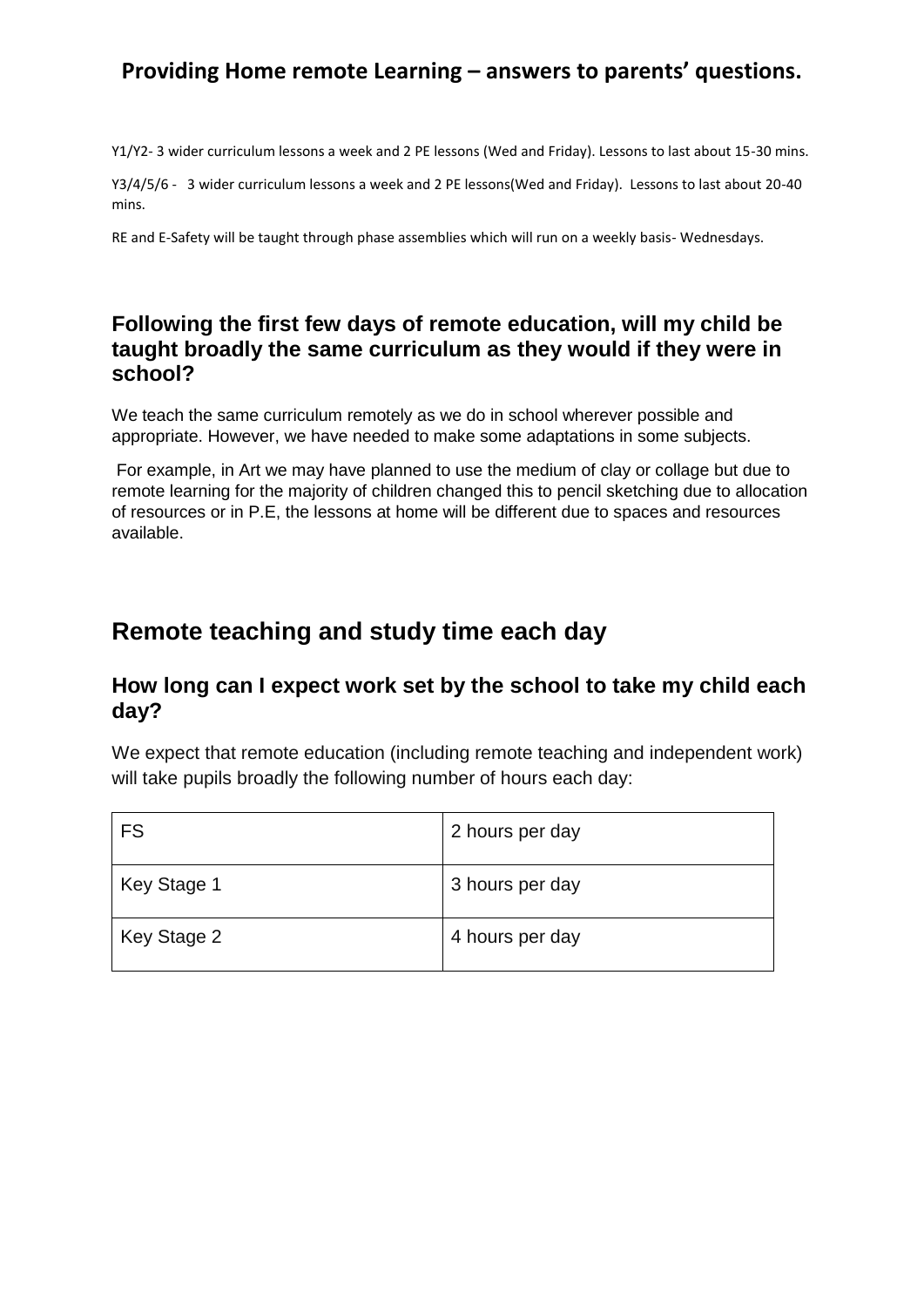## Providing Home remote Learning – answers to parents' questions.

Y1/Y2- 3 wider curriculum lessons a week and 2 PE lessons (Wed and Friday). Lessons to last about 15-30 mins.

Y3/4/5/6 - 3 wider curriculum lessons a week and 2 PE lessons(Wed and Friday). Lessons to last about 20-40 mins.

RE and E-Safety will be taught through phase assemblies which will run on a weekly basis- Wednesdays.

### Following the first few days of remote education, will my child be taught broadly the same curriculum as they would if they were in school?

We teach the same curriculum remotely as we do in school wherever possible and appropriate. However, we have needed to make some adaptations in some subjects.

For example, in Art we may have planned to use the medium of clay or collage but due to remote learning for the majority of children changed this to pencil sketching due to allocation of resources or in P.E, the lessons at home will be different due to spaces and resources available.

## Remote teaching and study time each day

### How long can I expect work set by the school to take my child each day?

We expect that remote education (including remote teaching and independent work) will take pupils broadly the following number of hours each day:

| | |
|---|---|
| FS | 2 hours per day |
| Key Stage 1 | 3 hours per day |
| Key Stage 2 | 4 hours per day |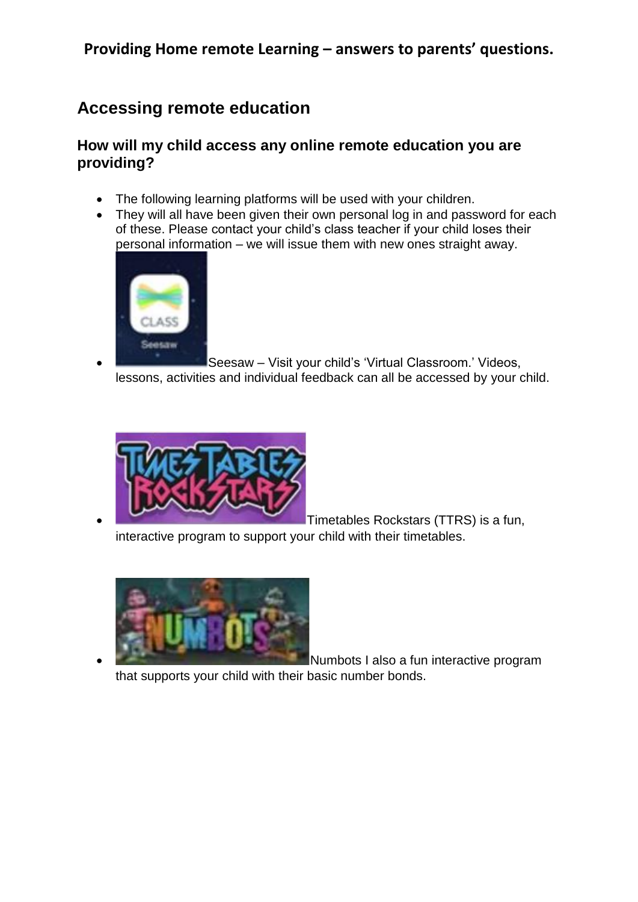**Providing Home remote Learning – answers to parents' questions.**

## Accessing remote education

### How will my child access any online remote education you are providing?

- The following learning platforms will be used with your children.
- They will all have been given their own personal log in and password for each of these. Please contact your child's class teacher if your child loses their personal information – we will issue them with new ones straight away.
- Seesaw – Visit your child's 'Virtual Classroom.' Videos, lessons, activities and individual feedback can all be accessed by your child.
- Timetables Rockstars (TTRS) is a fun, interactive program to support your child with their timetables.
- Numbots I also a fun interactive program that supports your child with their basic number bonds.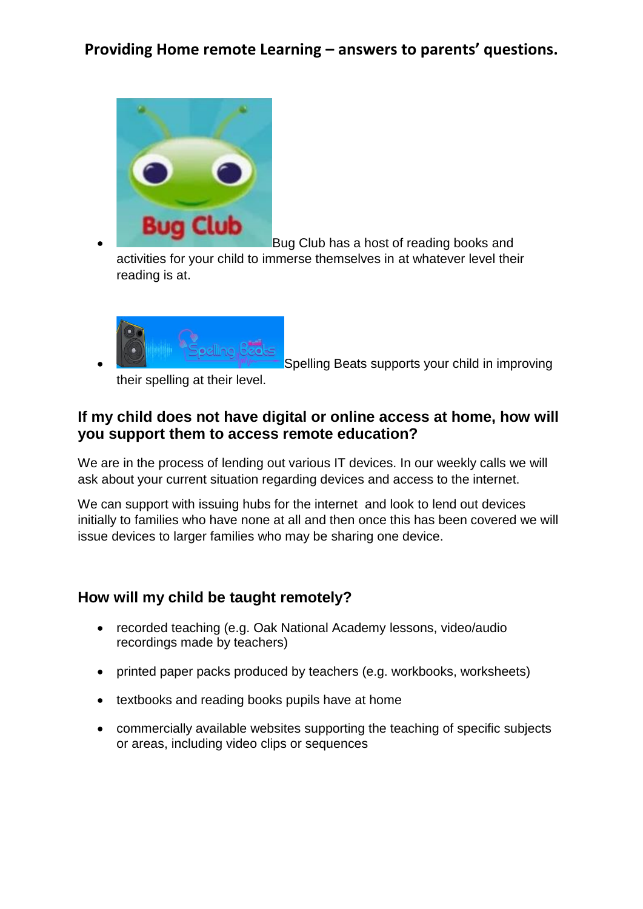## Providing Home remote Learning – answers to parents' questions.

- Bug Club has a host of reading books and activities for your child to immerse themselves in at whatever level their reading is at.
- Spelling Beats supports your child in improving their spelling at their level.

### If my child does not have digital or online access at home, how will you support them to access remote education?

We are in the process of lending out various IT devices. In our weekly calls we will ask about your current situation regarding devices and access to the internet.

We can support with issuing hubs for the internet and look to lend out devices initially to families who have none at all and then once this has been covered we will issue devices to larger families who may be sharing one device.

### How will my child be taught remotely?

- recorded teaching (e.g. Oak National Academy lessons, video/audio recordings made by teachers)
- printed paper packs produced by teachers (e.g. workbooks, worksheets)
- textbooks and reading books pupils have at home
- commercially available websites supporting the teaching of specific subjects or areas, including video clips or sequences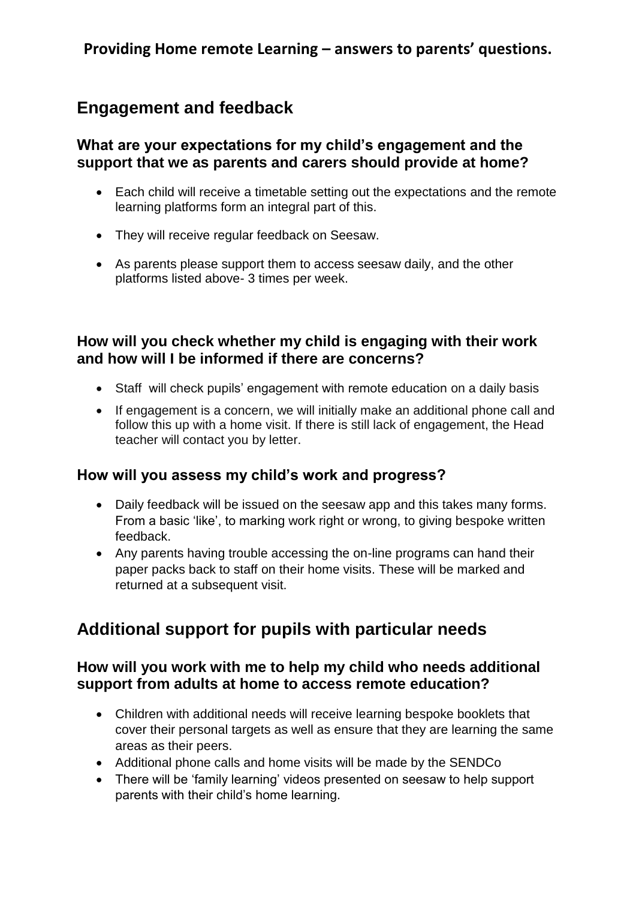**Providing Home remote Learning – answers to parents' questions.**

## Engagement and feedback

### What are your expectations for my child's engagement and the support that we as parents and carers should provide at home?

- Each child will receive a timetable setting out the expectations and the remote learning platforms form an integral part of this.
- They will receive regular feedback on Seesaw.
- As parents please support them to access seesaw daily, and the other platforms listed above- 3 times per week.

### How will you check whether my child is engaging with their work and how will I be informed if there are concerns?

- Staff will check pupils' engagement with remote education on a daily basis
- If engagement is a concern, we will initially make an additional phone call and follow this up with a home visit. If there is still lack of engagement, the Head teacher will contact you by letter.

### How will you assess my child's work and progress?

- Daily feedback will be issued on the seesaw app and this takes many forms. From a basic 'like', to marking work right or wrong, to giving bespoke written feedback.
- Any parents having trouble accessing the on-line programs can hand their paper packs back to staff on their home visits. These will be marked and returned at a subsequent visit.

## Additional support for pupils with particular needs

### How will you work with me to help my child who needs additional support from adults at home to access remote education?

- Children with additional needs will receive learning bespoke booklets that cover their personal targets as well as ensure that they are learning the same areas as their peers.
- Additional phone calls and home visits will be made by the SENDCo
- There will be 'family learning' videos presented on seesaw to help support parents with their child's home learning.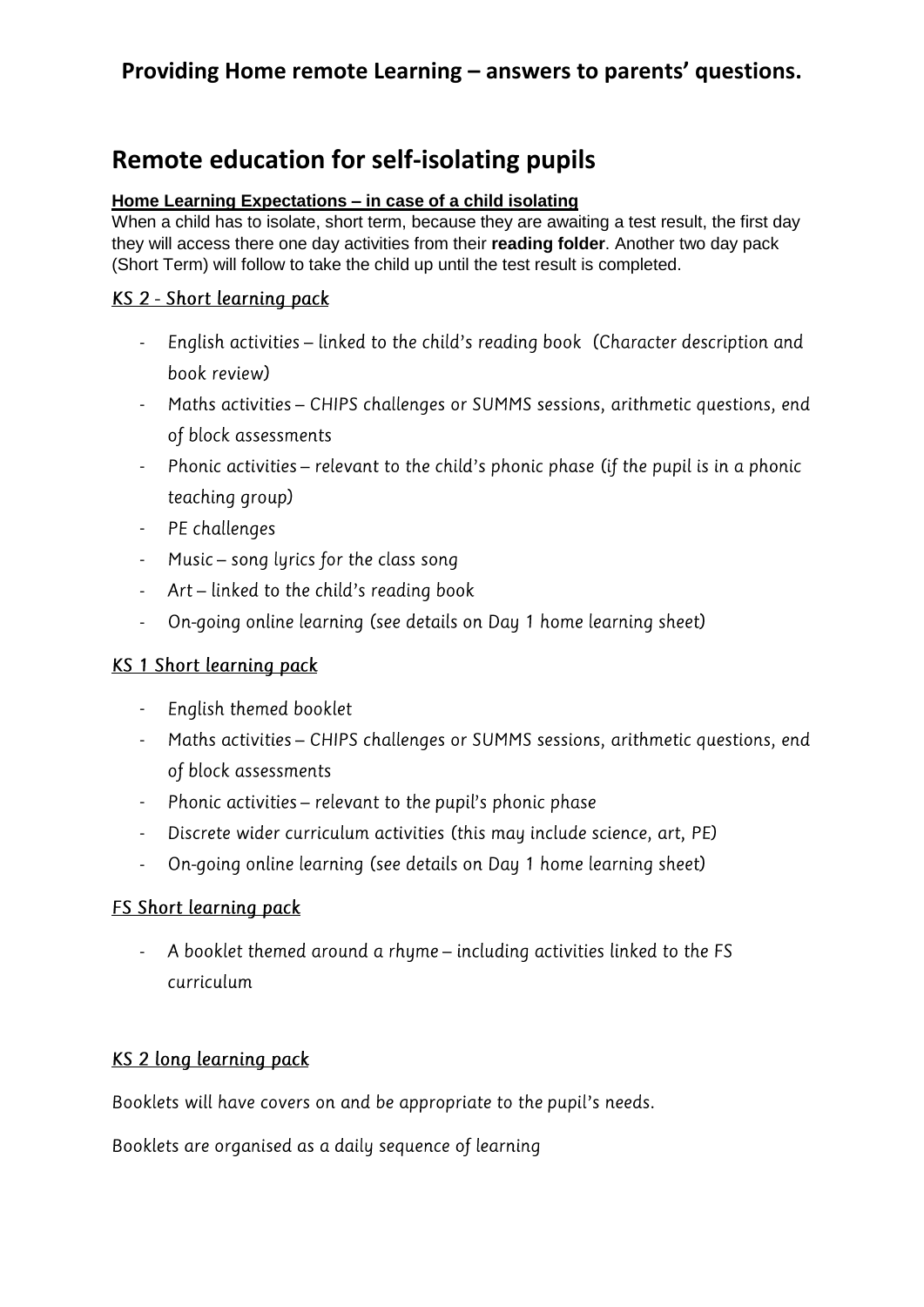## Providing Home remote Learning – answers to parents' questions.

# Remote education for self-isolating pupils

**Home Learning Expectations – in case of a child isolating**

When a child has to isolate, short term, because they are awaiting a test result, the first day they will access there one day activities from their **reading folder**. Another two day pack (Short Term) will follow to take the child up until the test result is completed.

### KS 2 - Short learning pack

- English activities – linked to the child's reading book (Character description and book review)
- Maths activities – CHIPS challenges or SUMMS sessions, arithmetic questions, end of block assessments
- Phonic activities – relevant to the child's phonic phase (if the pupil is in a phonic teaching group)
- PE challenges
- Music – song lyrics for the class song
- Art – linked to the child's reading book
- On-going online learning (see details on Day 1 home learning sheet)

### KS 1 Short learning pack

- English themed booklet
- Maths activities – CHIPS challenges or SUMMS sessions, arithmetic questions, end of block assessments
- Phonic activities – relevant to the pupil's phonic phase
- Discrete wider curriculum activities (this may include science, art, PE)
- On-going online learning (see details on Day 1 home learning sheet)

### FS Short learning pack

- A booklet themed around a rhyme – including activities linked to the FS curriculum

### KS 2 long learning pack

Booklets will have covers on and be appropriate to the pupil's needs.

Booklets are organised as a daily sequence of learning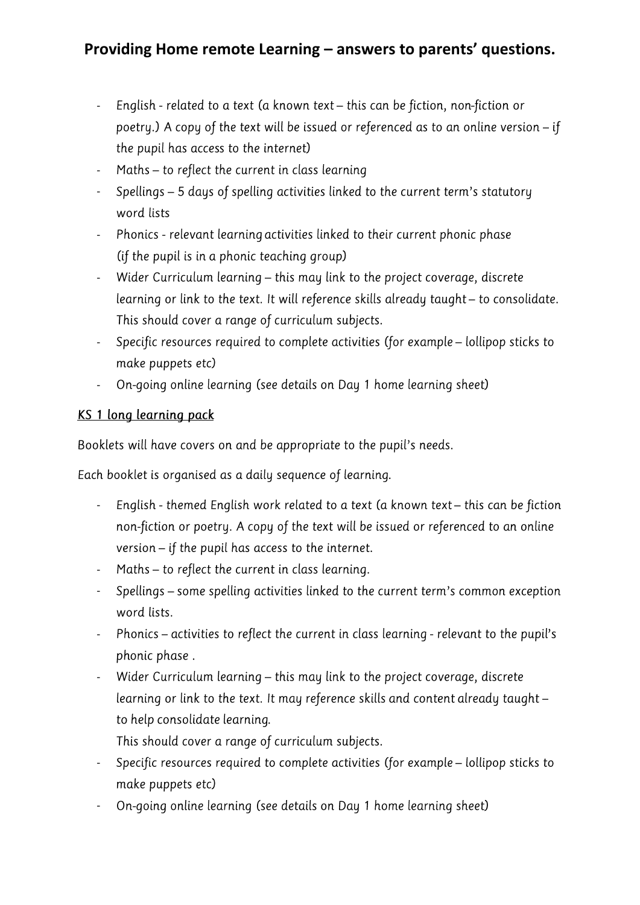# Providing Home remote Learning – answers to parents' questions.

- English - related to a text (a known text – this can be fiction, non-fiction or poetry.) A copy of the text will be issued or referenced as to an online version – if the pupil has access to the internet)
- Maths – to reflect the current in class learning
- Spellings – 5 days of spelling activities linked to the current term's statutory word lists
- Phonics - relevant learning activities linked to their current phonic phase (if the pupil is in a phonic teaching group)
- Wider Curriculum learning – this may link to the project coverage, discrete learning or link to the text. It will reference skills already taught – to consolidate. This should cover a range of curriculum subjects.
- Specific resources required to complete activities (for example – lollipop sticks to make puppets etc)
- On-going online learning (see details on Day 1 home learning sheet)

## KS 1 long learning pack

Booklets will have covers on and be appropriate to the pupil's needs.

Each booklet is organised as a daily sequence of learning.

- English - themed English work related to a text (a known text – this can be fiction non-fiction or poetry. A copy of the text will be issued or referenced to an online version – if the pupil has access to the internet.
- Maths – to reflect the current in class learning.
- Spellings – some spelling activities linked to the current term's common exception word lists.
- Phonics – activities to reflect the current in class learning - relevant to the pupil's phonic phase .
- Wider Curriculum learning – this may link to the project coverage, discrete learning or link to the text. It may reference skills and content already taught – to help consolidate learning.

  This should cover a range of curriculum subjects.
- Specific resources required to complete activities (for example – lollipop sticks to make puppets etc)
- On-going online learning (see details on Day 1 home learning sheet)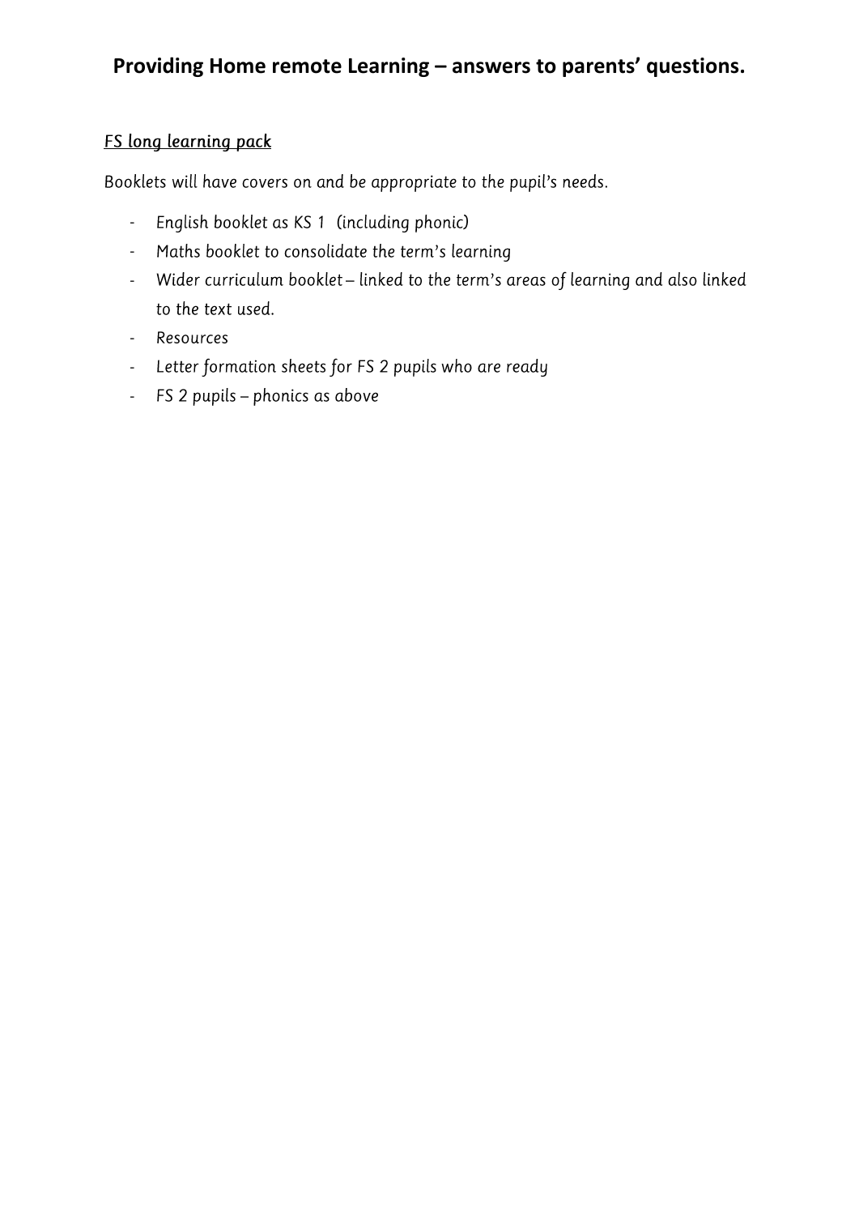# Providing Home remote Learning – answers to parents' questions.

<u>FS long learning pack</u>

Booklets will have covers on and be appropriate to the pupil's needs.

- English booklet as KS 1 (including phonic)
- Maths booklet to consolidate the term's learning
- Wider curriculum booklet – linked to the term's areas of learning and also linked to the text used.
- Resources
- Letter formation sheets for FS 2 pupils who are ready
- FS 2 pupils – phonics as above